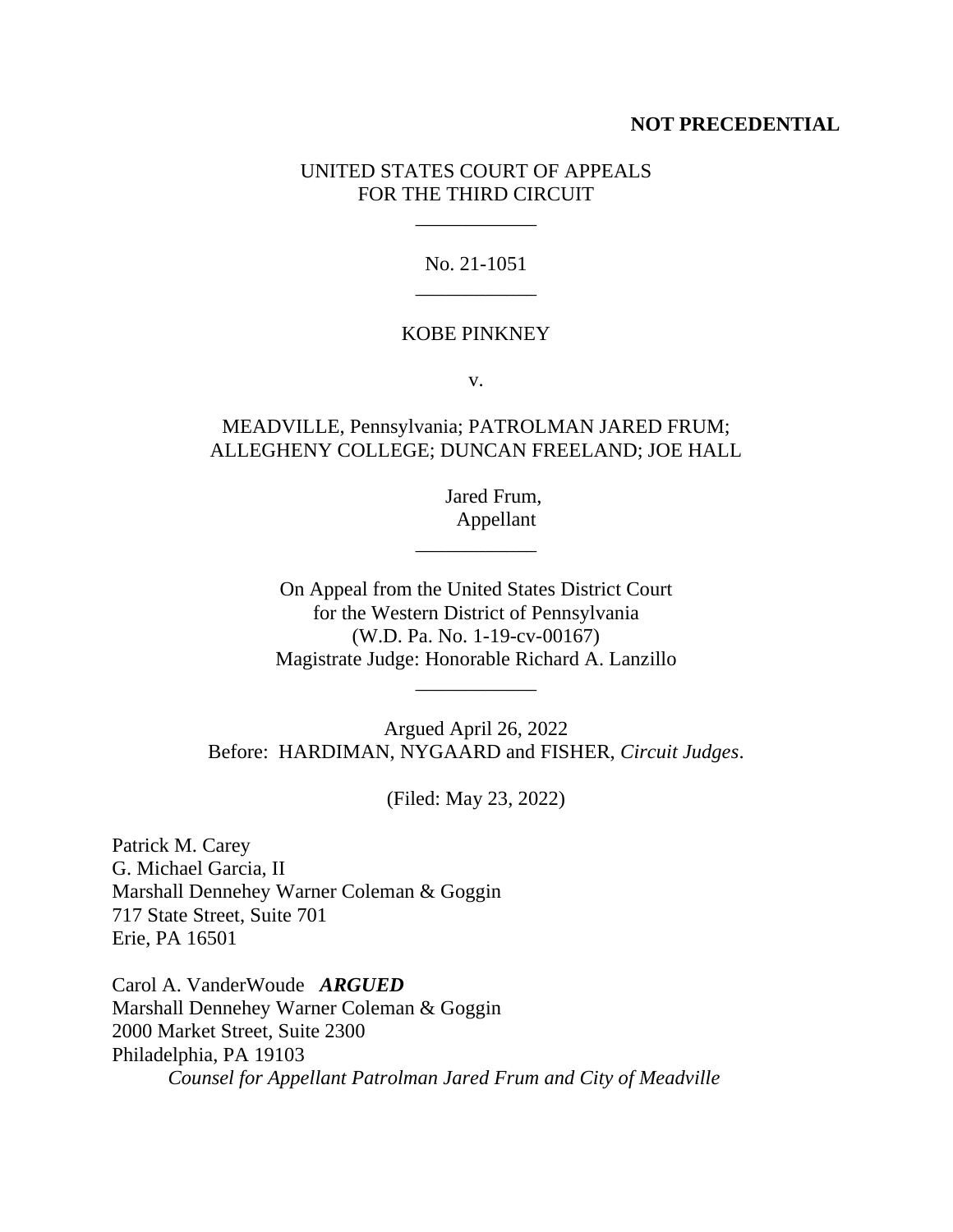**NOT PRECEDENTIAL**

UNITED STATES COURT OF APPEALS
FOR THE THIRD CIRCUIT

\_\_\_\_\_\_\_\_\_\_\_\_

No. 21-1051

\_\_\_\_\_\_\_\_\_\_\_\_

KOBE PINKNEY

v.

MEADVILLE, Pennsylvania; PATROLMAN JARED FRUM; ALLEGHENY COLLEGE; DUNCAN FREELAND; JOE HALL

Jared Frum,
Appellant

\_\_\_\_\_\_\_\_\_\_\_\_

On Appeal from the United States District Court
for the Western District of Pennsylvania
(W.D. Pa. No. 1-19-cv-00167)
Magistrate Judge: Honorable Richard A. Lanzillo

\_\_\_\_\_\_\_\_\_\_\_\_

Argued April 26, 2022
Before: HARDIMAN, NYGAARD and FISHER, *Circuit Judges*.

(Filed: May 23, 2022)

Patrick M. Carey
G. Michael Garcia, II
Marshall Dennehey Warner Coleman & Goggin
717 State Street, Suite 701
Erie, PA 16501

Carol A. VanderWoude ***ARGUED***
Marshall Dennehey Warner Coleman & Goggin
2000 Market Street, Suite 2300
Philadelphia, PA 19103
*Counsel for Appellant Patrolman Jared Frum and City of Meadville*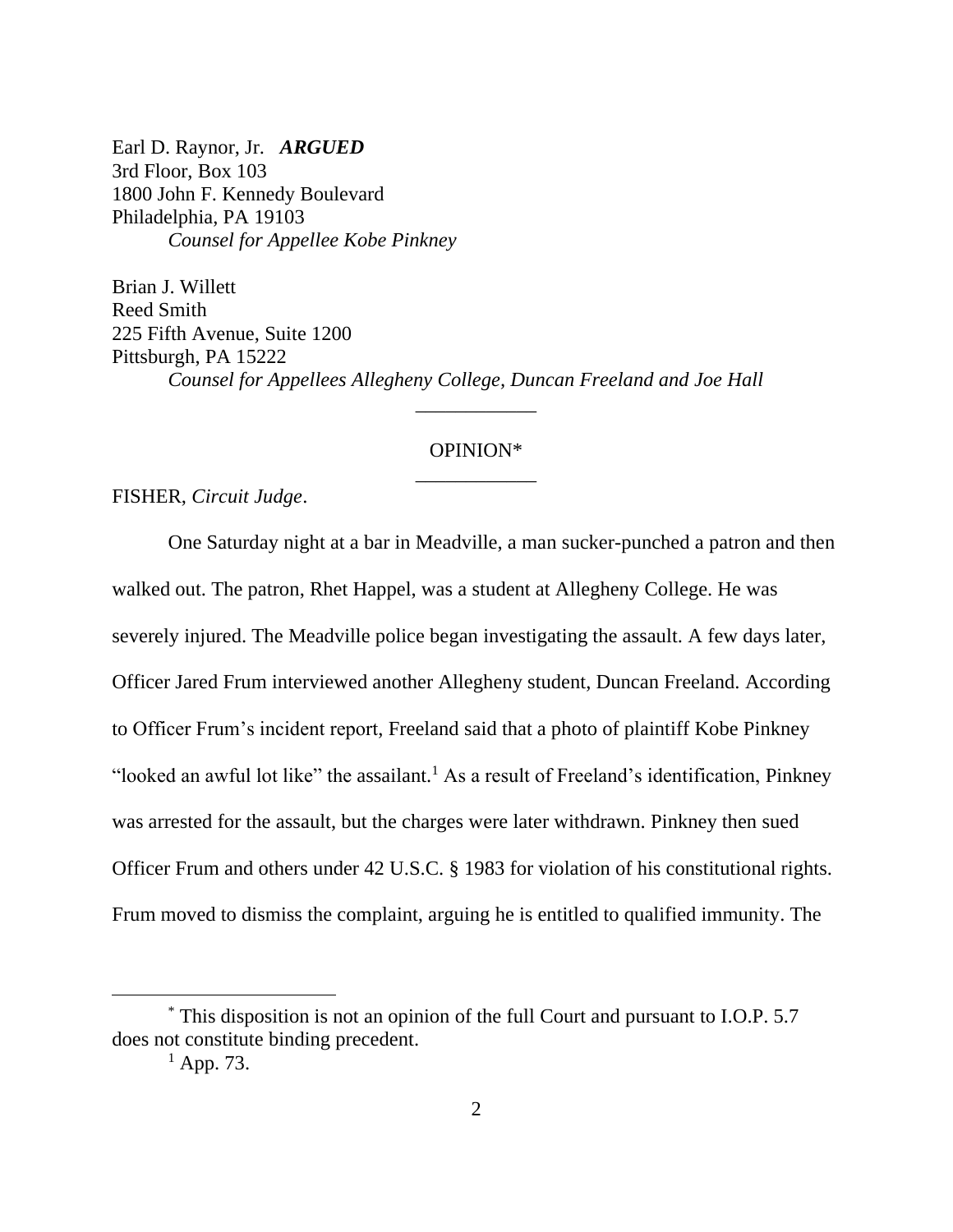Earl D. Raynor, Jr. ***ARGUED***
3rd Floor, Box 103
1800 John F. Kennedy Boulevard
Philadelphia, PA 19103
*Counsel for Appellee Kobe Pinkney*

Brian J. Willett
Reed Smith
225 Fifth Avenue, Suite 1200
Pittsburgh, PA 15222
*Counsel for Appellees Allegheny College, Duncan Freeland and Joe Hall*

---

OPINION*

---

FISHER, *Circuit Judge*.

One Saturday night at a bar in Meadville, a man sucker-punched a patron and then walked out. The patron, Rhet Happel, was a student at Allegheny College. He was severely injured. The Meadville police began investigating the assault. A few days later, Officer Jared Frum interviewed another Allegheny student, Duncan Freeland. According to Officer Frum's incident report, Freeland said that a photo of plaintiff Kobe Pinkney "looked an awful lot like" the assailant.[1] As a result of Freeland's identification, Pinkney was arrested for the assault, but the charges were later withdrawn. Pinkney then sued Officer Frum and others under 42 U.S.C. § 1983 for violation of his constitutional rights. Frum moved to dismiss the complaint, arguing he is entitled to qualified immunity. The

---

* This disposition is not an opinion of the full Court and pursuant to I.O.P. 5.7 does not constitute binding precedent.

[1] App. 73.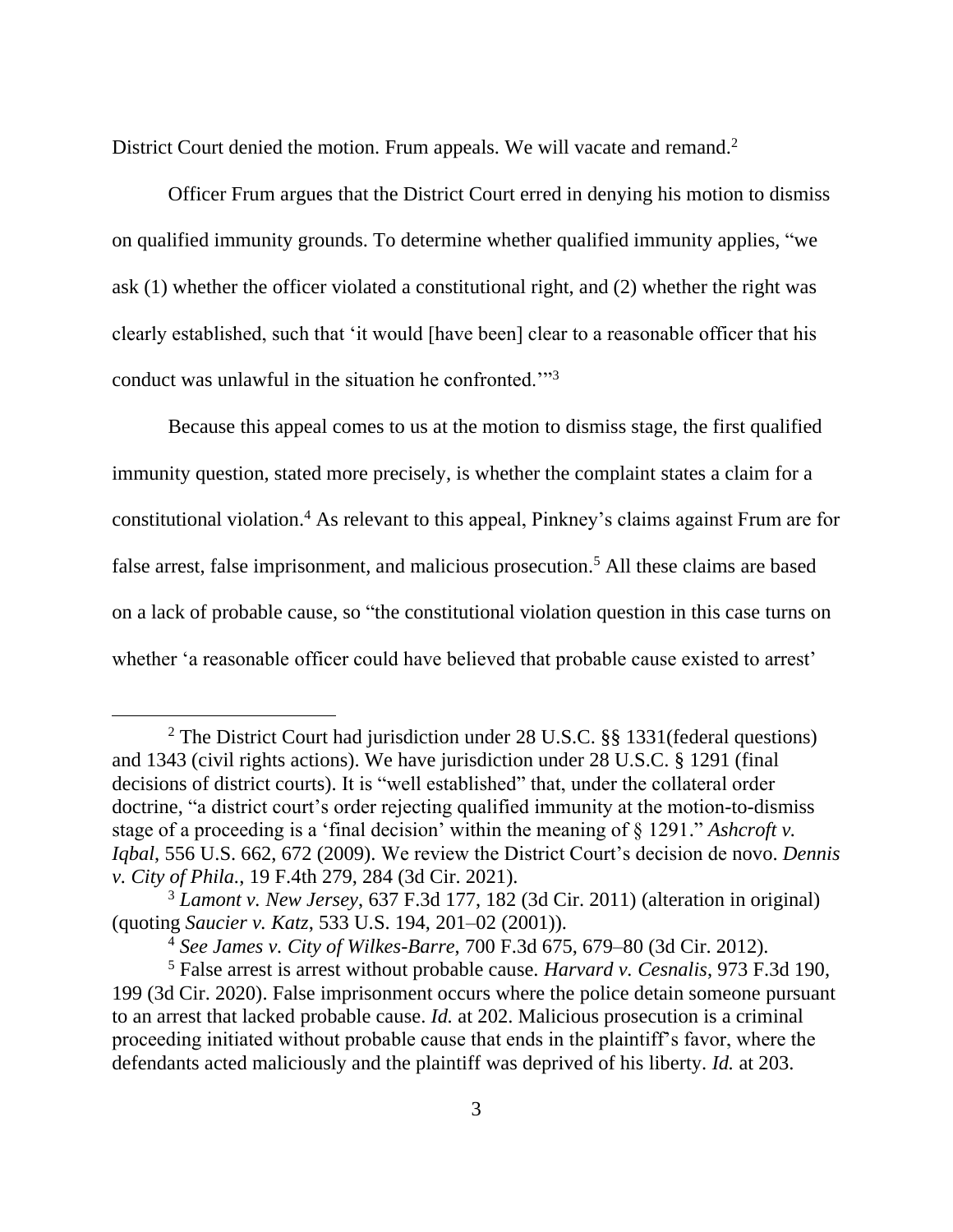District Court denied the motion. Frum appeals. We will vacate and remand.[2]

Officer Frum argues that the District Court erred in denying his motion to dismiss on qualified immunity grounds. To determine whether qualified immunity applies, "we ask (1) whether the officer violated a constitutional right, and (2) whether the right was clearly established, such that 'it would [have been] clear to a reasonable officer that his conduct was unlawful in the situation he confronted.'"[3]

Because this appeal comes to us at the motion to dismiss stage, the first qualified immunity question, stated more precisely, is whether the complaint states a claim for a constitutional violation.[4] As relevant to this appeal, Pinkney's claims against Frum are for false arrest, false imprisonment, and malicious prosecution.[5] All these claims are based on a lack of probable cause, so "the constitutional violation question in this case turns on whether 'a reasonable officer could have believed that probable cause existed to arrest'

---

[2] The District Court had jurisdiction under 28 U.S.C. §§ 1331(federal questions) and 1343 (civil rights actions). We have jurisdiction under 28 U.S.C. § 1291 (final decisions of district courts). It is "well established" that, under the collateral order doctrine, "a district court's order rejecting qualified immunity at the motion-to-dismiss stage of a proceeding is a 'final decision' within the meaning of § 1291." *Ashcroft v. Iqbal*, 556 U.S. 662, 672 (2009). We review the District Court's decision de novo. *Dennis v. City of Phila.*, 19 F.4th 279, 284 (3d Cir. 2021).

[3] *Lamont v. New Jersey*, 637 F.3d 177, 182 (3d Cir. 2011) (alteration in original) (quoting *Saucier v. Katz*, 533 U.S. 194, 201–02 (2001)).

[4] *See James v. City of Wilkes-Barre*, 700 F.3d 675, 679–80 (3d Cir. 2012).

[5] False arrest is arrest without probable cause. *Harvard v. Cesnalis*, 973 F.3d 190, 199 (3d Cir. 2020). False imprisonment occurs where the police detain someone pursuant to an arrest that lacked probable cause. *Id.* at 202. Malicious prosecution is a criminal proceeding initiated without probable cause that ends in the plaintiff's favor, where the defendants acted maliciously and the plaintiff was deprived of his liberty. *Id.* at 203.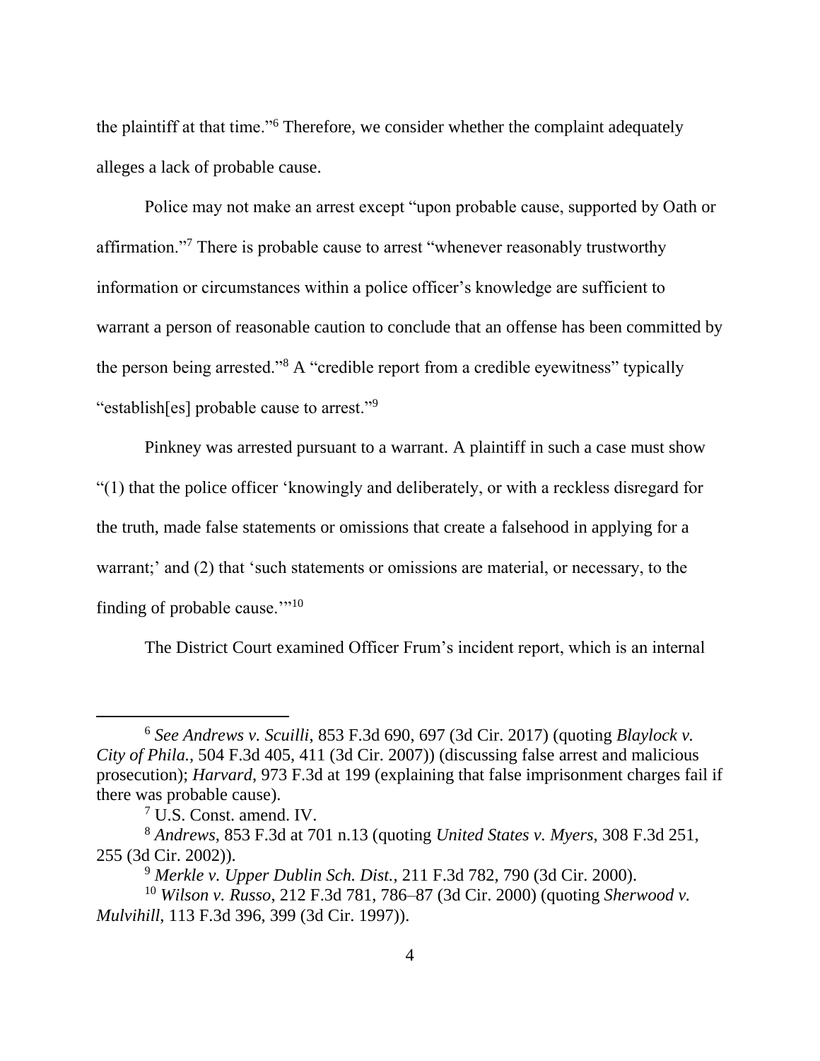the plaintiff at that time."[6] Therefore, we consider whether the complaint adequately alleges a lack of probable cause.

Police may not make an arrest except "upon probable cause, supported by Oath or affirmation."[7] There is probable cause to arrest "whenever reasonably trustworthy information or circumstances within a police officer's knowledge are sufficient to warrant a person of reasonable caution to conclude that an offense has been committed by the person being arrested."[8] A "credible report from a credible eyewitness" typically "establish[es] probable cause to arrest."[9]

Pinkney was arrested pursuant to a warrant. A plaintiff in such a case must show "(1) that the police officer 'knowingly and deliberately, or with a reckless disregard for the truth, made false statements or omissions that create a falsehood in applying for a warrant;' and (2) that 'such statements or omissions are material, or necessary, to the finding of probable cause.'"[10]

The District Court examined Officer Frum's incident report, which is an internal

---

[6] *See Andrews v. Scuilli*, 853 F.3d 690, 697 (3d Cir. 2017) (quoting *Blaylock v. City of Phila.*, 504 F.3d 405, 411 (3d Cir. 2007)) (discussing false arrest and malicious prosecution); *Harvard*, 973 F.3d at 199 (explaining that false imprisonment charges fail if there was probable cause).

[7] U.S. Const. amend. IV.

[8] *Andrews*, 853 F.3d at 701 n.13 (quoting *United States v. Myers*, 308 F.3d 251, 255 (3d Cir. 2002)).

[9] *Merkle v. Upper Dublin Sch. Dist.*, 211 F.3d 782, 790 (3d Cir. 2000).

[10] *Wilson v. Russo*, 212 F.3d 781, 786–87 (3d Cir. 2000) (quoting *Sherwood v. Mulvihill*, 113 F.3d 396, 399 (3d Cir. 1997)).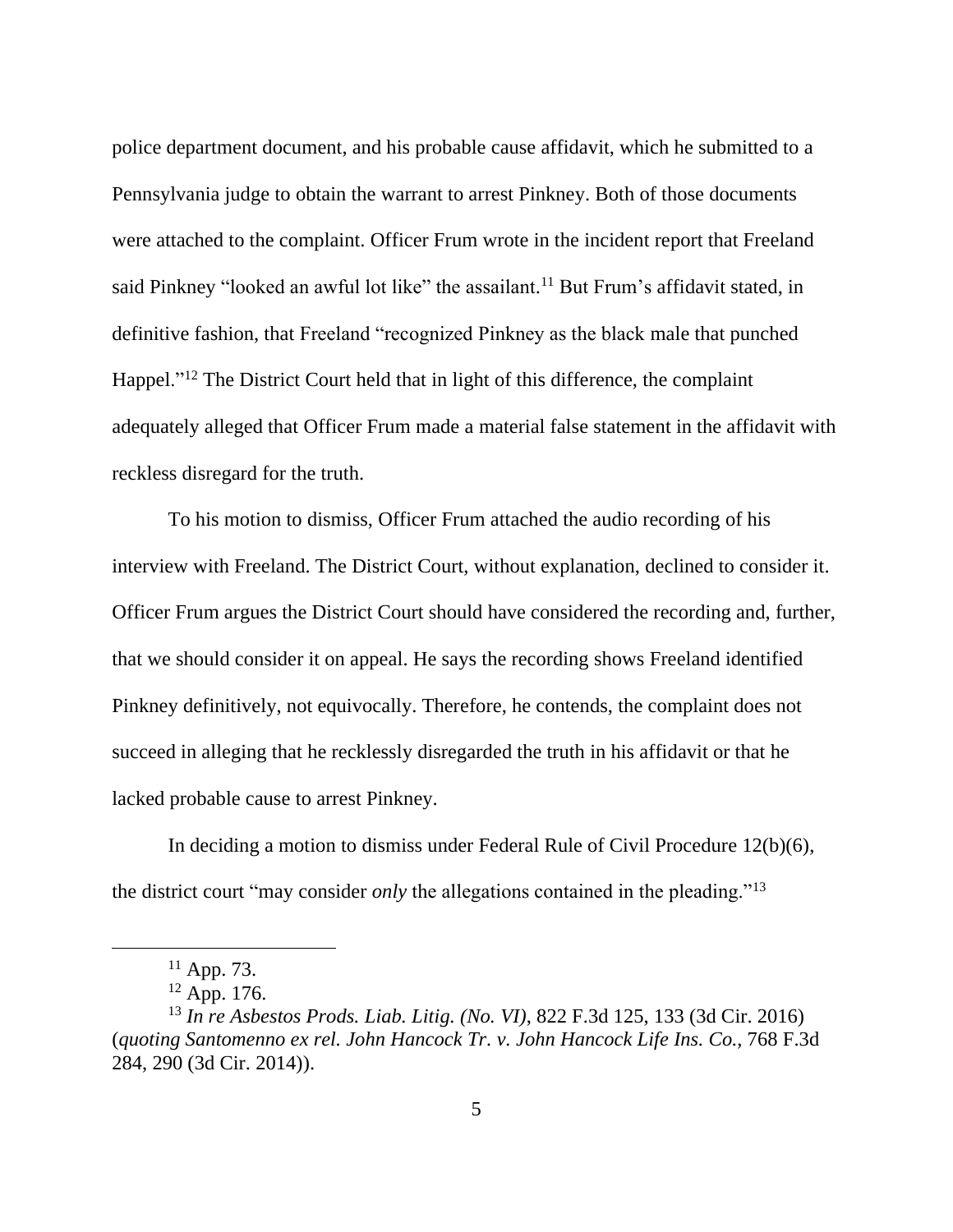police department document, and his probable cause affidavit, which he submitted to a Pennsylvania judge to obtain the warrant to arrest Pinkney. Both of those documents were attached to the complaint. Officer Frum wrote in the incident report that Freeland said Pinkney "looked an awful lot like" the assailant.[11] But Frum's affidavit stated, in definitive fashion, that Freeland "recognized Pinkney as the black male that punched Happel."[12] The District Court held that in light of this difference, the complaint adequately alleged that Officer Frum made a material false statement in the affidavit with reckless disregard for the truth.

To his motion to dismiss, Officer Frum attached the audio recording of his interview with Freeland. The District Court, without explanation, declined to consider it. Officer Frum argues the District Court should have considered the recording and, further, that we should consider it on appeal. He says the recording shows Freeland identified Pinkney definitively, not equivocally. Therefore, he contends, the complaint does not succeed in alleging that he recklessly disregarded the truth in his affidavit or that he lacked probable cause to arrest Pinkney.

In deciding a motion to dismiss under Federal Rule of Civil Procedure 12(b)(6), the district court "may consider *only* the allegations contained in the pleading."[13]

---

[11] App. 73.

[12] App. 176.

[13] *In re Asbestos Prods. Liab. Litig. (No. VI)*, 822 F.3d 125, 133 (3d Cir. 2016) (*quoting Santomenno ex rel. John Hancock Tr. v. John Hancock Life Ins. Co.*, 768 F.3d 284, 290 (3d Cir. 2014)).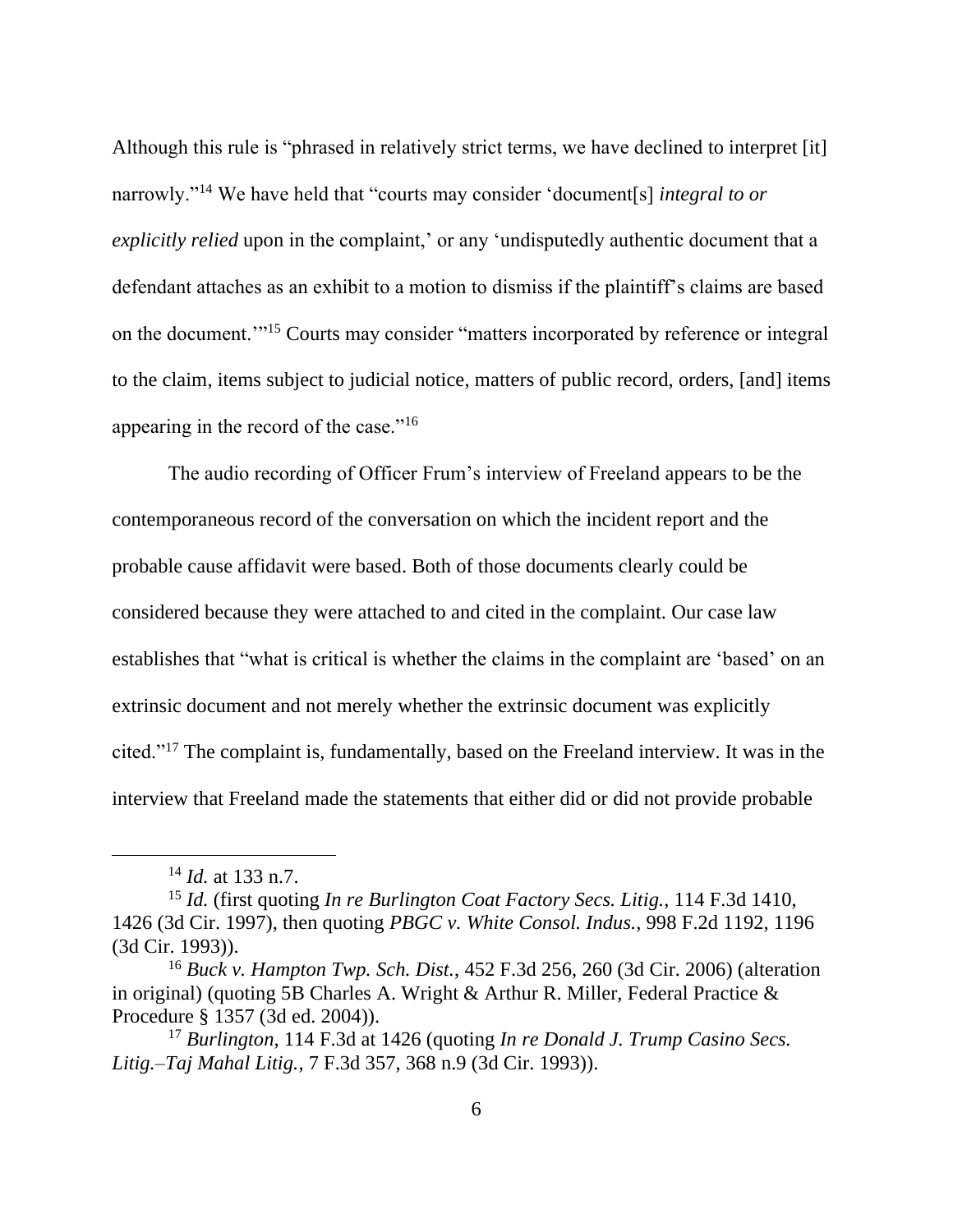Although this rule is "phrased in relatively strict terms, we have declined to interpret [it] narrowly."[14] We have held that "courts may consider 'document[s] *integral to or explicitly relied* upon in the complaint,' or any 'undisputedly authentic document that a defendant attaches as an exhibit to a motion to dismiss if the plaintiff's claims are based on the document.'"[15] Courts may consider "matters incorporated by reference or integral to the claim, items subject to judicial notice, matters of public record, orders, [and] items appearing in the record of the case."[16]

The audio recording of Officer Frum's interview of Freeland appears to be the contemporaneous record of the conversation on which the incident report and the probable cause affidavit were based. Both of those documents clearly could be considered because they were attached to and cited in the complaint. Our case law establishes that "what is critical is whether the claims in the complaint are 'based' on an extrinsic document and not merely whether the extrinsic document was explicitly cited."[17] The complaint is, fundamentally, based on the Freeland interview. It was in the interview that Freeland made the statements that either did or did not provide probable

---

[14] *Id.* at 133 n.7.

[15] *Id.* (first quoting *In re Burlington Coat Factory Secs. Litig.*, 114 F.3d 1410, 1426 (3d Cir. 1997), then quoting *PBGC v. White Consol. Indus.*, 998 F.2d 1192, 1196 (3d Cir. 1993)).

[16] *Buck v. Hampton Twp. Sch. Dist.*, 452 F.3d 256, 260 (3d Cir. 2006) (alteration in original) (quoting 5B Charles A. Wright & Arthur R. Miller, Federal Practice & Procedure § 1357 (3d ed. 2004)).

[17] *Burlington*, 114 F.3d at 1426 (quoting *In re Donald J. Trump Casino Secs. Litig.–Taj Mahal Litig.*, 7 F.3d 357, 368 n.9 (3d Cir. 1993)).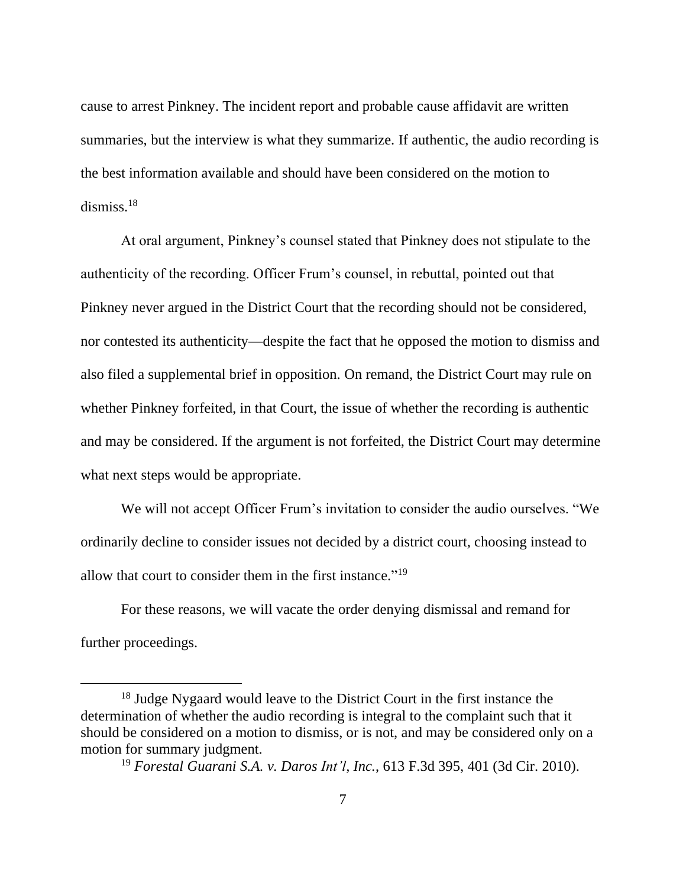cause to arrest Pinkney. The incident report and probable cause affidavit are written summaries, but the interview is what they summarize. If authentic, the audio recording is the best information available and should have been considered on the motion to dismiss.[18]

At oral argument, Pinkney's counsel stated that Pinkney does not stipulate to the authenticity of the recording. Officer Frum's counsel, in rebuttal, pointed out that Pinkney never argued in the District Court that the recording should not be considered, nor contested its authenticity—despite the fact that he opposed the motion to dismiss and also filed a supplemental brief in opposition. On remand, the District Court may rule on whether Pinkney forfeited, in that Court, the issue of whether the recording is authentic and may be considered. If the argument is not forfeited, the District Court may determine what next steps would be appropriate.

We will not accept Officer Frum's invitation to consider the audio ourselves. "We ordinarily decline to consider issues not decided by a district court, choosing instead to allow that court to consider them in the first instance."[19]

For these reasons, we will vacate the order denying dismissal and remand for further proceedings.

---

[18] Judge Nygaard would leave to the District Court in the first instance the determination of whether the audio recording is integral to the complaint such that it should be considered on a motion to dismiss, or is not, and may be considered only on a motion for summary judgment.

[19] *Forestal Guarani S.A. v. Daros Int'l, Inc.*, 613 F.3d 395, 401 (3d Cir. 2010).